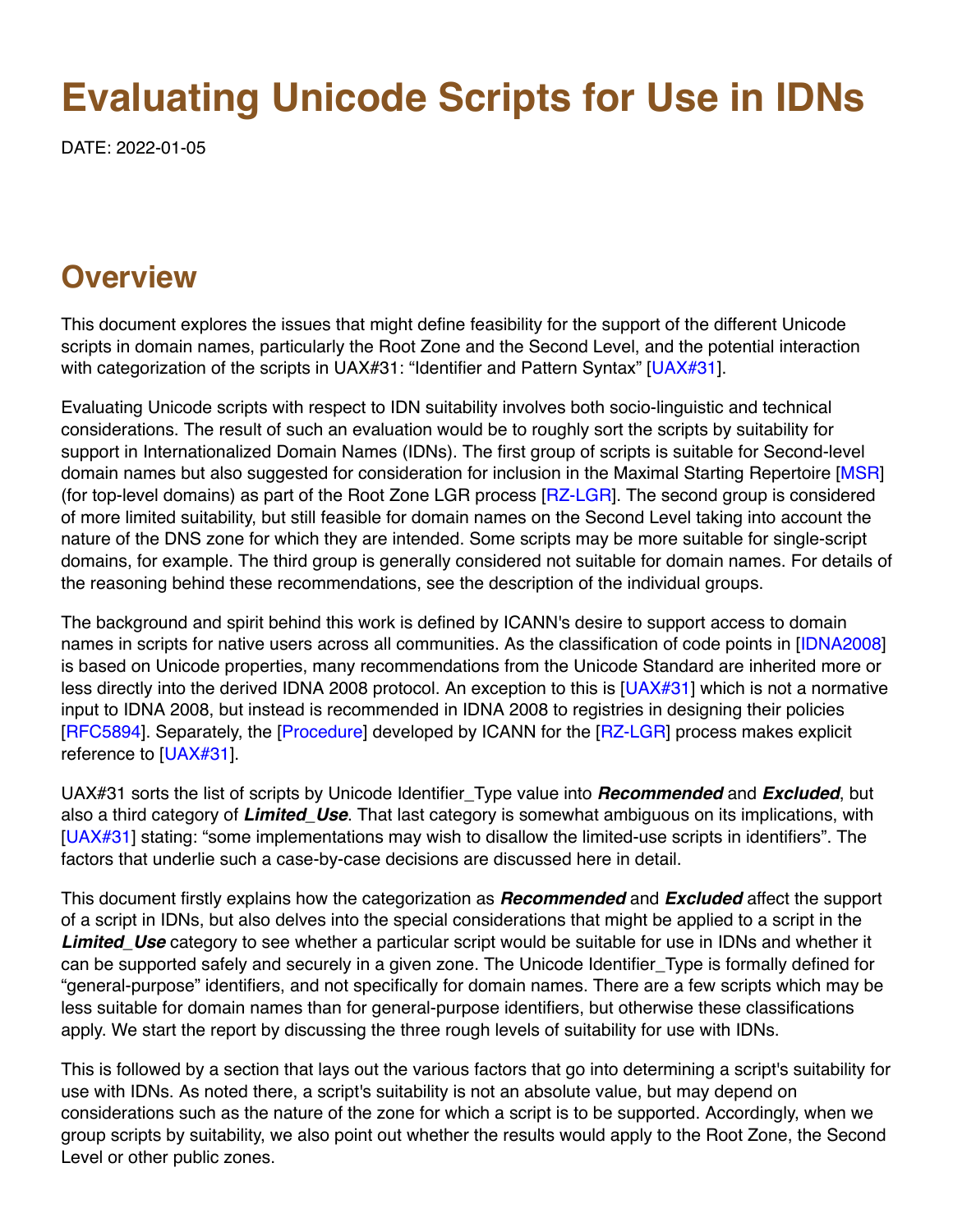# Evaluating Unicode Scripts for Use in IDNs

DATE: 2022-01-05

## Overview

This document explores the issues that might define feasibility for the support of the different Unicode scripts in domain names, particularly the Root Zone and the Second Level, and the potential interaction with categorization of the scripts in UAX#31: “Identifier and Pattern Syntax” [UAX#31].

Evaluating Unicode scripts with respect to IDN suitability involves both socio-linguistic and technical considerations. The result of such an evaluation would be to roughly sort the scripts by suitability for support in Internationalized Domain Names (IDNs). The first group of scripts is suitable for Second-level domain names but also suggested for consideration for inclusion in the Maximal Starting Repertoire [MSR] (for top-level domains) as part of the Root Zone LGR process [RZ-LGR]. The second group is considered of more limited suitability, but still feasible for domain names on the Second Level taking into account the nature of the DNS zone for which they are intended. Some scripts may be more suitable for single-script domains, for example. The third group is generally considered not suitable for domain names. For details of the reasoning behind these recommendations, see the description of the individual groups.

The background and spirit behind this work is defined by ICANN's desire to support access to domain names in scripts for native users across all communities. As the classification of code points in [IDNA2008] is based on Unicode properties, many recommendations from the Unicode Standard are inherited more or less directly into the derived IDNA 2008 protocol. An exception to this is [UAX#31] which is not a normative input to IDNA 2008, but instead is recommended in IDNA 2008 to registries in designing their policies [RFC5894]. Separately, the [Procedure] developed by ICANN for the [RZ-LGR] process makes explicit reference to [UAX#31].

UAX#31 sorts the list of scripts by Unicode Identifier_Type value into ***Recommended*** and ***Excluded***, but also a third category of ***Limited_Use***. That last category is somewhat ambiguous on its implications, with [UAX#31] stating: “some implementations may wish to disallow the limited-use scripts in identifiers”. The factors that underlie such a case-by-case decisions are discussed here in detail.

This document firstly explains how the categorization as ***Recommended*** and ***Excluded*** affect the support of a script in IDNs, but also delves into the special considerations that might be applied to a script in the ***Limited_Use*** category to see whether a particular script would be suitable for use in IDNs and whether it can be supported safely and securely in a given zone. The Unicode Identifier_Type is formally defined for “general-purpose” identifiers, and not specifically for domain names. There are a few scripts which may be less suitable for domain names than for general-purpose identifiers, but otherwise these classifications apply. We start the report by discussing the three rough levels of suitability for use with IDNs.

This is followed by a section that lays out the various factors that go into determining a script's suitability for use with IDNs. As noted there, a script's suitability is not an absolute value, but may depend on considerations such as the nature of the zone for which a script is to be supported. Accordingly, when we group scripts by suitability, we also point out whether the results would apply to the Root Zone, the Second Level or other public zones.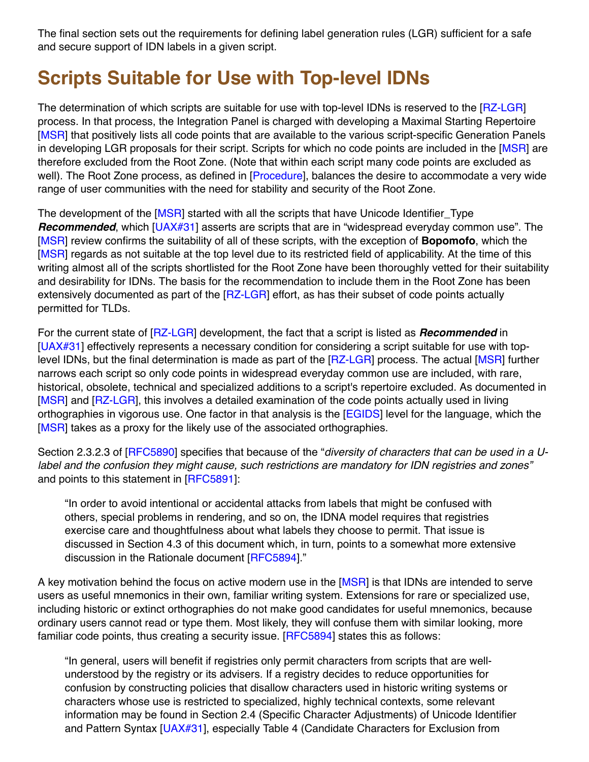The final section sets out the requirements for defining label generation rules (LGR) sufficient for a safe and secure support of IDN labels in a given script.

# Scripts Suitable for Use with Top-level IDNs

The determination of which scripts are suitable for use with top-level IDNs is reserved to the [RZ-LGR] process. In that process, the Integration Panel is charged with developing a Maximal Starting Repertoire [MSR] that positively lists all code points that are available to the various script-specific Generation Panels in developing LGR proposals for their script. Scripts for which no code points are included in the [MSR] are therefore excluded from the Root Zone. (Note that within each script many code points are excluded as well). The Root Zone process, as defined in [Procedure], balances the desire to accommodate a very wide range of user communities with the need for stability and security of the Root Zone.

The development of the [MSR] started with all the scripts that have Unicode Identifier_Type ***Recommended***, which [UAX#31] asserts are scripts that are in "widespread everyday common use". The [MSR] review confirms the suitability of all of these scripts, with the exception of **Bopomofo**, which the [MSR] regards as not suitable at the top level due to its restricted field of applicability. At the time of this writing almost all of the scripts shortlisted for the Root Zone have been thoroughly vetted for their suitability and desirability for IDNs. The basis for the recommendation to include them in the Root Zone has been extensively documented as part of the [RZ-LGR] effort, as has their subset of code points actually permitted for TLDs.

For the current state of [RZ-LGR] development, the fact that a script is listed as ***Recommended*** in [UAX#31] effectively represents a necessary condition for considering a script suitable for use with top-level IDNs, but the final determination is made as part of the [RZ-LGR] process. The actual [MSR] further narrows each script so only code points in widespread everyday common use are included, with rare, historical, obsolete, technical and specialized additions to a script's repertoire excluded. As documented in [MSR] and [RZ-LGR], this involves a detailed examination of the code points actually used in living orthographies in vigorous use. One factor in that analysis is the [EGIDS] level for the language, which the [MSR] takes as a proxy for the likely use of the associated orthographies.

Section 2.3.2.3 of [RFC5890] specifies that because of the "*diversity of characters that can be used in a U-label and the confusion they might cause, such restrictions are mandatory for IDN registries and zones"* and points to this statement in [RFC5891]:

> "In order to avoid intentional or accidental attacks from labels that might be confused with others, special problems in rendering, and so on, the IDNA model requires that registries exercise care and thoughtfulness about what labels they choose to permit. That issue is discussed in Section 4.3 of this document which, in turn, points to a somewhat more extensive discussion in the Rationale document [RFC5894]."

A key motivation behind the focus on active modern use in the [MSR] is that IDNs are intended to serve users as useful mnemonics in their own, familiar writing system. Extensions for rare or specialized use, including historic or extinct orthographies do not make good candidates for useful mnemonics, because ordinary users cannot read or type them. Most likely, they will confuse them with similar looking, more familiar code points, thus creating a security issue. [RFC5894] states this as follows:

> "In general, users will benefit if registries only permit characters from scripts that are well-understood by the registry or its advisers. If a registry decides to reduce opportunities for confusion by constructing policies that disallow characters used in historic writing systems or characters whose use is restricted to specialized, highly technical contexts, some relevant information may be found in Section 2.4 (Specific Character Adjustments) of Unicode Identifier and Pattern Syntax [UAX#31], especially Table 4 (Candidate Characters for Exclusion from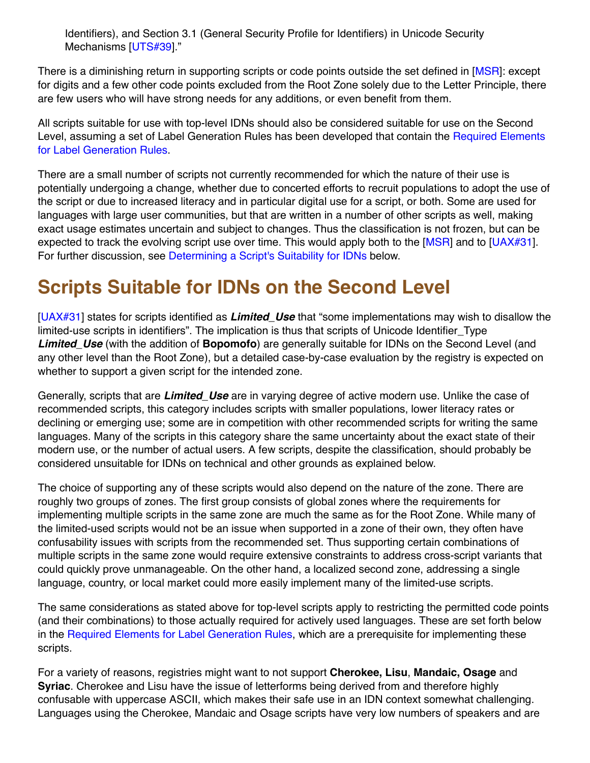Identifiers), and Section 3.1 (General Security Profile for Identifiers) in Unicode Security Mechanisms [UTS#39]."

There is a diminishing return in supporting scripts or code points outside the set defined in [MSR]: except for digits and a few other code points excluded from the Root Zone solely due to the Letter Principle, there are few users who will have strong needs for any additions, or even benefit from them.

All scripts suitable for use with top-level IDNs should also be considered suitable for use on the Second Level, assuming a set of Label Generation Rules has been developed that contain the Required Elements for Label Generation Rules.

There are a small number of scripts not currently recommended for which the nature of their use is potentially undergoing a change, whether due to concerted efforts to recruit populations to adopt the use of the script or due to increased literacy and in particular digital use for a script, or both. Some are used for languages with large user communities, but that are written in a number of other scripts as well, making exact usage estimates uncertain and subject to changes. Thus the classification is not frozen, but can be expected to track the evolving script use over time. This would apply both to the [MSR] and to [UAX#31]. For further discussion, see Determining a Script's Suitability for IDNs below.

# Scripts Suitable for IDNs on the Second Level

[UAX#31] states for scripts identified as ***Limited_Use*** that "some implementations may wish to disallow the limited-use scripts in identifiers". The implication is thus that scripts of Unicode Identifier_Type ***Limited_Use*** (with the addition of **Bopomofo**) are generally suitable for IDNs on the Second Level (and any other level than the Root Zone), but a detailed case-by-case evaluation by the registry is expected on whether to support a given script for the intended zone.

Generally, scripts that are ***Limited_Use*** are in varying degree of active modern use. Unlike the case of recommended scripts, this category includes scripts with smaller populations, lower literacy rates or declining or emerging use; some are in competition with other recommended scripts for writing the same languages. Many of the scripts in this category share the same uncertainty about the exact state of their modern use, or the number of actual users. A few scripts, despite the classification, should probably be considered unsuitable for IDNs on technical and other grounds as explained below.

The choice of supporting any of these scripts would also depend on the nature of the zone. There are roughly two groups of zones. The first group consists of global zones where the requirements for implementing multiple scripts in the same zone are much the same as for the Root Zone. While many of the limited-used scripts would not be an issue when supported in a zone of their own, they often have confusability issues with scripts from the recommended set. Thus supporting certain combinations of multiple scripts in the same zone would require extensive constraints to address cross-script variants that could quickly prove unmanageable. On the other hand, a localized second zone, addressing a single language, country, or local market could more easily implement many of the limited-use scripts.

The same considerations as stated above for top-level scripts apply to restricting the permitted code points (and their combinations) to those actually required for actively used languages. These are set forth below in the Required Elements for Label Generation Rules, which are a prerequisite for implementing these scripts.

For a variety of reasons, registries might want to not support **Cherokee, Lisu**, **Mandaic, Osage** and **Syriac**. Cherokee and Lisu have the issue of letterforms being derived from and therefore highly confusable with uppercase ASCII, which makes their safe use in an IDN context somewhat challenging. Languages using the Cherokee, Mandaic and Osage scripts have very low numbers of speakers and are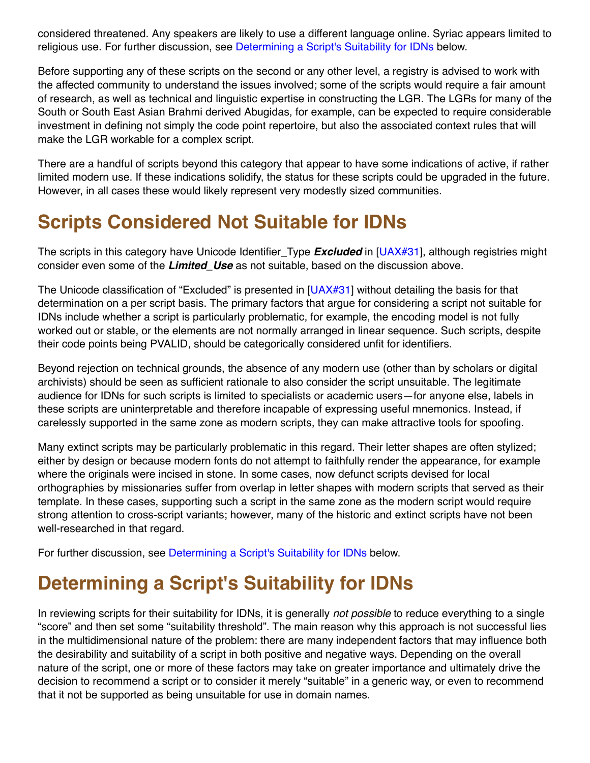considered threatened. Any speakers are likely to use a different language online. Syriac appears limited to religious use. For further discussion, see Determining a Script's Suitability for IDNs below.

Before supporting any of these scripts on the second or any other level, a registry is advised to work with the affected community to understand the issues involved; some of the scripts would require a fair amount of research, as well as technical and linguistic expertise in constructing the LGR. The LGRs for many of the South or South East Asian Brahmi derived Abugidas, for example, can be expected to require considerable investment in defining not simply the code point repertoire, but also the associated context rules that will make the LGR workable for a complex script.

There are a handful of scripts beyond this category that appear to have some indications of active, if rather limited modern use. If these indications solidify, the status for these scripts could be upgraded in the future. However, in all cases these would likely represent very modestly sized communities.

# Scripts Considered Not Suitable for IDNs

The scripts in this category have Unicode Identifier_Type ***Excluded*** in [UAX#31], although registries might consider even some of the ***Limited_Use*** as not suitable, based on the discussion above.

The Unicode classification of "Excluded" is presented in [UAX#31] without detailing the basis for that determination on a per script basis. The primary factors that argue for considering a script not suitable for IDNs include whether a script is particularly problematic, for example, the encoding model is not fully worked out or stable, or the elements are not normally arranged in linear sequence. Such scripts, despite their code points being PVALID, should be categorically considered unfit for identifiers.

Beyond rejection on technical grounds, the absence of any modern use (other than by scholars or digital archivists) should be seen as sufficient rationale to also consider the script unsuitable. The legitimate audience for IDNs for such scripts is limited to specialists or academic users—for anyone else, labels in these scripts are uninterpretable and therefore incapable of expressing useful mnemonics. Instead, if carelessly supported in the same zone as modern scripts, they can make attractive tools for spoofing.

Many extinct scripts may be particularly problematic in this regard. Their letter shapes are often stylized; either by design or because modern fonts do not attempt to faithfully render the appearance, for example where the originals were incised in stone. In some cases, now defunct scripts devised for local orthographies by missionaries suffer from overlap in letter shapes with modern scripts that served as their template. In these cases, supporting such a script in the same zone as the modern script would require strong attention to cross-script variants; however, many of the historic and extinct scripts have not been well-researched in that regard.

For further discussion, see Determining a Script's Suitability for IDNs below.

# Determining a Script's Suitability for IDNs

In reviewing scripts for their suitability for IDNs, it is generally *not possible* to reduce everything to a single "score" and then set some "suitability threshold". The main reason why this approach is not successful lies in the multidimensional nature of the problem: there are many independent factors that may influence both the desirability and suitability of a script in both positive and negative ways. Depending on the overall nature of the script, one or more of these factors may take on greater importance and ultimately drive the decision to recommend a script or to consider it merely "suitable" in a generic way, or even to recommend that it not be supported as being unsuitable for use in domain names.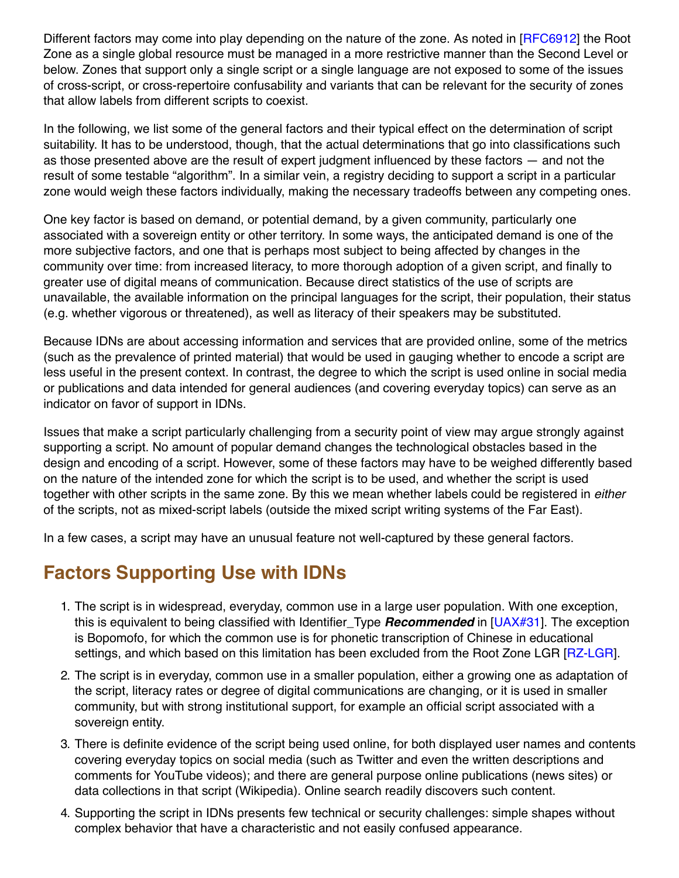Different factors may come into play depending on the nature of the zone. As noted in [RFC6912] the Root Zone as a single global resource must be managed in a more restrictive manner than the Second Level or below. Zones that support only a single script or a single language are not exposed to some of the issues of cross-script, or cross-repertoire confusability and variants that can be relevant for the security of zones that allow labels from different scripts to coexist.

In the following, we list some of the general factors and their typical effect on the determination of script suitability. It has to be understood, though, that the actual determinations that go into classifications such as those presented above are the result of expert judgment influenced by these factors — and not the result of some testable "algorithm". In a similar vein, a registry deciding to support a script in a particular zone would weigh these factors individually, making the necessary tradeoffs between any competing ones.

One key factor is based on demand, or potential demand, by a given community, particularly one associated with a sovereign entity or other territory. In some ways, the anticipated demand is one of the more subjective factors, and one that is perhaps most subject to being affected by changes in the community over time: from increased literacy, to more thorough adoption of a given script, and finally to greater use of digital means of communication. Because direct statistics of the use of scripts are unavailable, the available information on the principal languages for the script, their population, their status (e.g. whether vigorous or threatened), as well as literacy of their speakers may be substituted.

Because IDNs are about accessing information and services that are provided online, some of the metrics (such as the prevalence of printed material) that would be used in gauging whether to encode a script are less useful in the present context. In contrast, the degree to which the script is used online in social media or publications and data intended for general audiences (and covering everyday topics) can serve as an indicator on favor of support in IDNs.

Issues that make a script particularly challenging from a security point of view may argue strongly against supporting a script. No amount of popular demand changes the technological obstacles based in the design and encoding of a script. However, some of these factors may have to be weighed differently based on the nature of the intended zone for which the script is to be used, and whether the script is used together with other scripts in the same zone. By this we mean whether labels could be registered in *either* of the scripts, not as mixed-script labels (outside the mixed script writing systems of the Far East).

In a few cases, a script may have an unusual feature not well-captured by these general factors.

## Factors Supporting Use with IDNs

1. The script is in widespread, everyday, common use in a large user population. With one exception, this is equivalent to being classified with Identifier_Type ***Recommended*** in [UAX#31]. The exception is Bopomofo, for which the common use is for phonetic transcription of Chinese in educational settings, and which based on this limitation has been excluded from the Root Zone LGR [RZ-LGR].
2. The script is in everyday, common use in a smaller population, either a growing one as adaptation of the script, literacy rates or degree of digital communications are changing, or it is used in smaller community, but with strong institutional support, for example an official script associated with a sovereign entity.
3. There is definite evidence of the script being used online, for both displayed user names and contents covering everyday topics on social media (such as Twitter and even the written descriptions and comments for YouTube videos); and there are general purpose online publications (news sites) or data collections in that script (Wikipedia). Online search readily discovers such content.
4. Supporting the script in IDNs presents few technical or security challenges: simple shapes without complex behavior that have a characteristic and not easily confused appearance.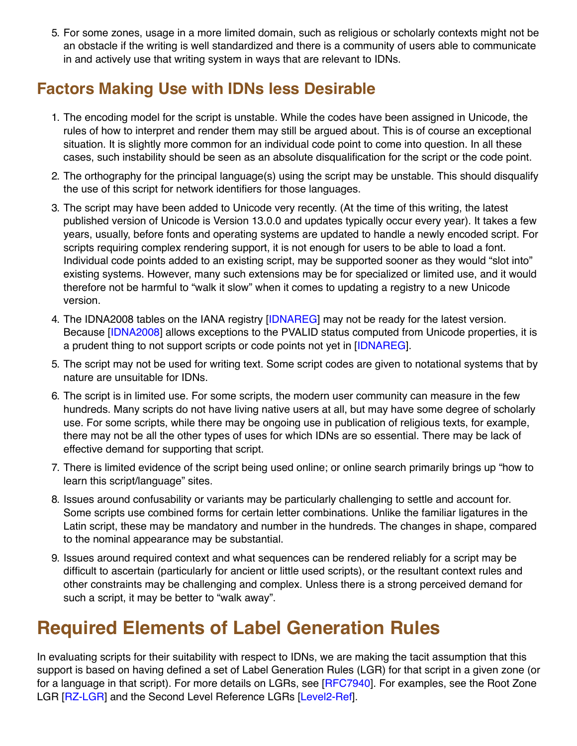5. For some zones, usage in a more limited domain, such as religious or scholarly contexts might not be an obstacle if the writing is well standardized and there is a community of users able to communicate in and actively use that writing system in ways that are relevant to IDNs.

## Factors Making Use with IDNs less Desirable

1. The encoding model for the script is unstable. While the codes have been assigned in Unicode, the rules of how to interpret and render them may still be argued about. This is of course an exceptional situation. It is slightly more common for an individual code point to come into question. In all these cases, such instability should be seen as an absolute disqualification for the script or the code point.
2. The orthography for the principal language(s) using the script may be unstable. This should disqualify the use of this script for network identifiers for those languages.
3. The script may have been added to Unicode very recently. (At the time of this writing, the latest published version of Unicode is Version 13.0.0 and updates typically occur every year). It takes a few years, usually, before fonts and operating systems are updated to handle a newly encoded script. For scripts requiring complex rendering support, it is not enough for users to be able to load a font. Individual code points added to an existing script, may be supported sooner as they would "slot into" existing systems. However, many such extensions may be for specialized or limited use, and it would therefore not be harmful to "walk it slow" when it comes to updating a registry to a new Unicode version.
4. The IDNA2008 tables on the IANA registry [IDNAREG] may not be ready for the latest version. Because [IDNA2008] allows exceptions to the PVALID status computed from Unicode properties, it is a prudent thing to not support scripts or code points not yet in [IDNAREG].
5. The script may not be used for writing text. Some script codes are given to notational systems that by nature are unsuitable for IDNs.
6. The script is in limited use. For some scripts, the modern user community can measure in the few hundreds. Many scripts do not have living native users at all, but may have some degree of scholarly use. For some scripts, while there may be ongoing use in publication of religious texts, for example, there may not be all the other types of uses for which IDNs are so essential. There may be lack of effective demand for supporting that script.
7. There is limited evidence of the script being used online; or online search primarily brings up "how to learn this script/language" sites.
8. Issues around confusability or variants may be particularly challenging to settle and account for. Some scripts use combined forms for certain letter combinations. Unlike the familiar ligatures in the Latin script, these may be mandatory and number in the hundreds. The changes in shape, compared to the nominal appearance may be substantial.
9. Issues around required context and what sequences can be rendered reliably for a script may be difficult to ascertain (particularly for ancient or little used scripts), or the resultant context rules and other constraints may be challenging and complex. Unless there is a strong perceived demand for such a script, it may be better to "walk away".

# Required Elements of Label Generation Rules

In evaluating scripts for their suitability with respect to IDNs, we are making the tacit assumption that this support is based on having defined a set of Label Generation Rules (LGR) for that script in a given zone (or for a language in that script). For more details on LGRs, see [RFC7940]. For examples, see the Root Zone LGR [RZ-LGR] and the Second Level Reference LGRs [Level2-Ref].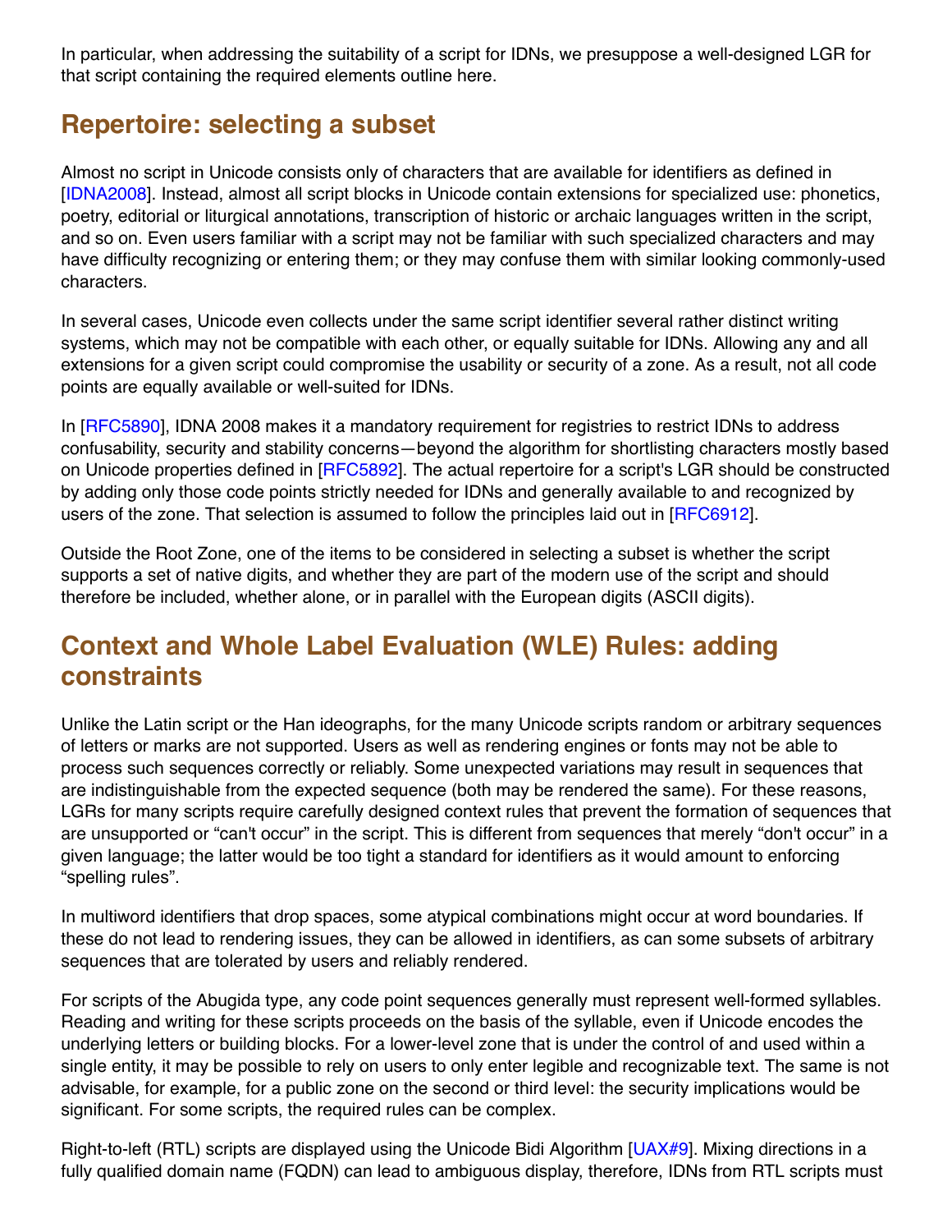In particular, when addressing the suitability of a script for IDNs, we presuppose a well-designed LGR for that script containing the required elements outline here.

## Repertoire: selecting a subset

Almost no script in Unicode consists only of characters that are available for identifiers as defined in [IDNA2008]. Instead, almost all script blocks in Unicode contain extensions for specialized use: phonetics, poetry, editorial or liturgical annotations, transcription of historic or archaic languages written in the script, and so on. Even users familiar with a script may not be familiar with such specialized characters and may have difficulty recognizing or entering them; or they may confuse them with similar looking commonly-used characters.

In several cases, Unicode even collects under the same script identifier several rather distinct writing systems, which may not be compatible with each other, or equally suitable for IDNs. Allowing any and all extensions for a given script could compromise the usability or security of a zone. As a result, not all code points are equally available or well-suited for IDNs.

In [RFC5890], IDNA 2008 makes it a mandatory requirement for registries to restrict IDNs to address confusability, security and stability concerns—beyond the algorithm for shortlisting characters mostly based on Unicode properties defined in [RFC5892]. The actual repertoire for a script's LGR should be constructed by adding only those code points strictly needed for IDNs and generally available to and recognized by users of the zone. That selection is assumed to follow the principles laid out in [RFC6912].

Outside the Root Zone, one of the items to be considered in selecting a subset is whether the script supports a set of native digits, and whether they are part of the modern use of the script and should therefore be included, whether alone, or in parallel with the European digits (ASCII digits).

## Context and Whole Label Evaluation (WLE) Rules: adding constraints

Unlike the Latin script or the Han ideographs, for the many Unicode scripts random or arbitrary sequences of letters or marks are not supported. Users as well as rendering engines or fonts may not be able to process such sequences correctly or reliably. Some unexpected variations may result in sequences that are indistinguishable from the expected sequence (both may be rendered the same). For these reasons, LGRs for many scripts require carefully designed context rules that prevent the formation of sequences that are unsupported or “can't occur” in the script. This is different from sequences that merely “don't occur” in a given language; the latter would be too tight a standard for identifiers as it would amount to enforcing “spelling rules”.

In multiword identifiers that drop spaces, some atypical combinations might occur at word boundaries. If these do not lead to rendering issues, they can be allowed in identifiers, as can some subsets of arbitrary sequences that are tolerated by users and reliably rendered.

For scripts of the Abugida type, any code point sequences generally must represent well-formed syllables. Reading and writing for these scripts proceeds on the basis of the syllable, even if Unicode encodes the underlying letters or building blocks. For a lower-level zone that is under the control of and used within a single entity, it may be possible to rely on users to only enter legible and recognizable text. The same is not advisable, for example, for a public zone on the second or third level: the security implications would be significant. For some scripts, the required rules can be complex.

Right-to-left (RTL) scripts are displayed using the Unicode Bidi Algorithm [UAX#9]. Mixing directions in a fully qualified domain name (FQDN) can lead to ambiguous display, therefore, IDNs from RTL scripts must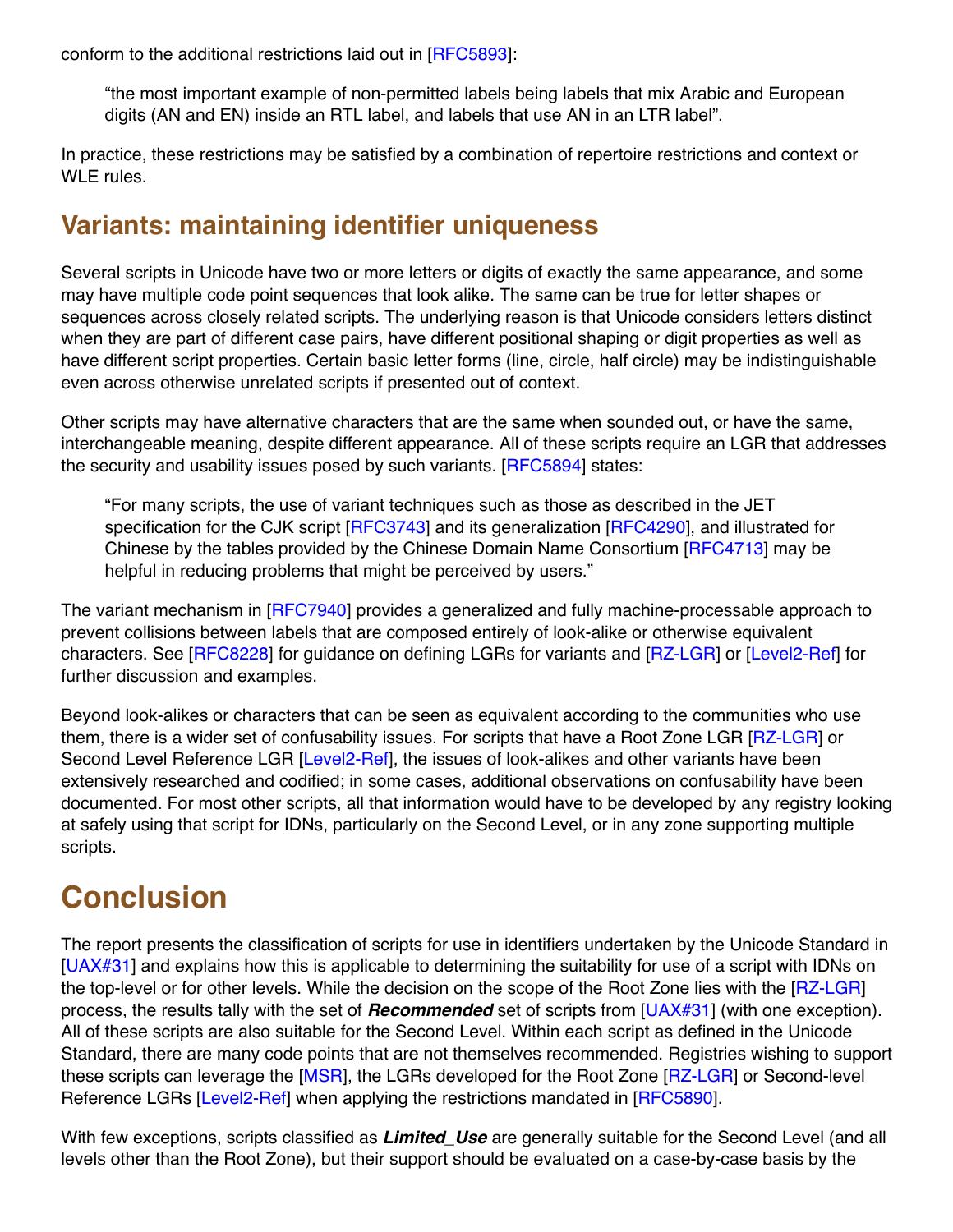conform to the additional restrictions laid out in [RFC5893]:

> "the most important example of non-permitted labels being labels that mix Arabic and European digits (AN and EN) inside an RTL label, and labels that use AN in an LTR label".

In practice, these restrictions may be satisfied by a combination of repertoire restrictions and context or WLE rules.

## Variants: maintaining identifier uniqueness

Several scripts in Unicode have two or more letters or digits of exactly the same appearance, and some may have multiple code point sequences that look alike. The same can be true for letter shapes or sequences across closely related scripts. The underlying reason is that Unicode considers letters distinct when they are part of different case pairs, have different positional shaping or digit properties as well as have different script properties. Certain basic letter forms (line, circle, half circle) may be indistinguishable even across otherwise unrelated scripts if presented out of context.

Other scripts may have alternative characters that are the same when sounded out, or have the same, interchangeable meaning, despite different appearance. All of these scripts require an LGR that addresses the security and usability issues posed by such variants. [RFC5894] states:

> "For many scripts, the use of variant techniques such as those as described in the JET specification for the CJK script [RFC3743] and its generalization [RFC4290], and illustrated for Chinese by the tables provided by the Chinese Domain Name Consortium [RFC4713] may be helpful in reducing problems that might be perceived by users."

The variant mechanism in [RFC7940] provides a generalized and fully machine-processable approach to prevent collisions between labels that are composed entirely of look-alike or otherwise equivalent characters. See [RFC8228] for guidance on defining LGRs for variants and [RZ-LGR] or [Level2-Ref] for further discussion and examples.

Beyond look-alikes or characters that can be seen as equivalent according to the communities who use them, there is a wider set of confusability issues. For scripts that have a Root Zone LGR [RZ-LGR] or Second Level Reference LGR [Level2-Ref], the issues of look-alikes and other variants have been extensively researched and codified; in some cases, additional observations on confusability have been documented. For most other scripts, all that information would have to be developed by any registry looking at safely using that script for IDNs, particularly on the Second Level, or in any zone supporting multiple scripts.

# Conclusion

The report presents the classification of scripts for use in identifiers undertaken by the Unicode Standard in [UAX#31] and explains how this is applicable to determining the suitability for use of a script with IDNs on the top-level or for other levels. While the decision on the scope of the Root Zone lies with the [RZ-LGR] process, the results tally with the set of ***Recommended*** set of scripts from [UAX#31] (with one exception). All of these scripts are also suitable for the Second Level. Within each script as defined in the Unicode Standard, there are many code points that are not themselves recommended. Registries wishing to support these scripts can leverage the [MSR], the LGRs developed for the Root Zone [RZ-LGR] or Second-level Reference LGRs [Level2-Ref] when applying the restrictions mandated in [RFC5890].

With few exceptions, scripts classified as ***Limited_Use*** are generally suitable for the Second Level (and all levels other than the Root Zone), but their support should be evaluated on a case-by-case basis by the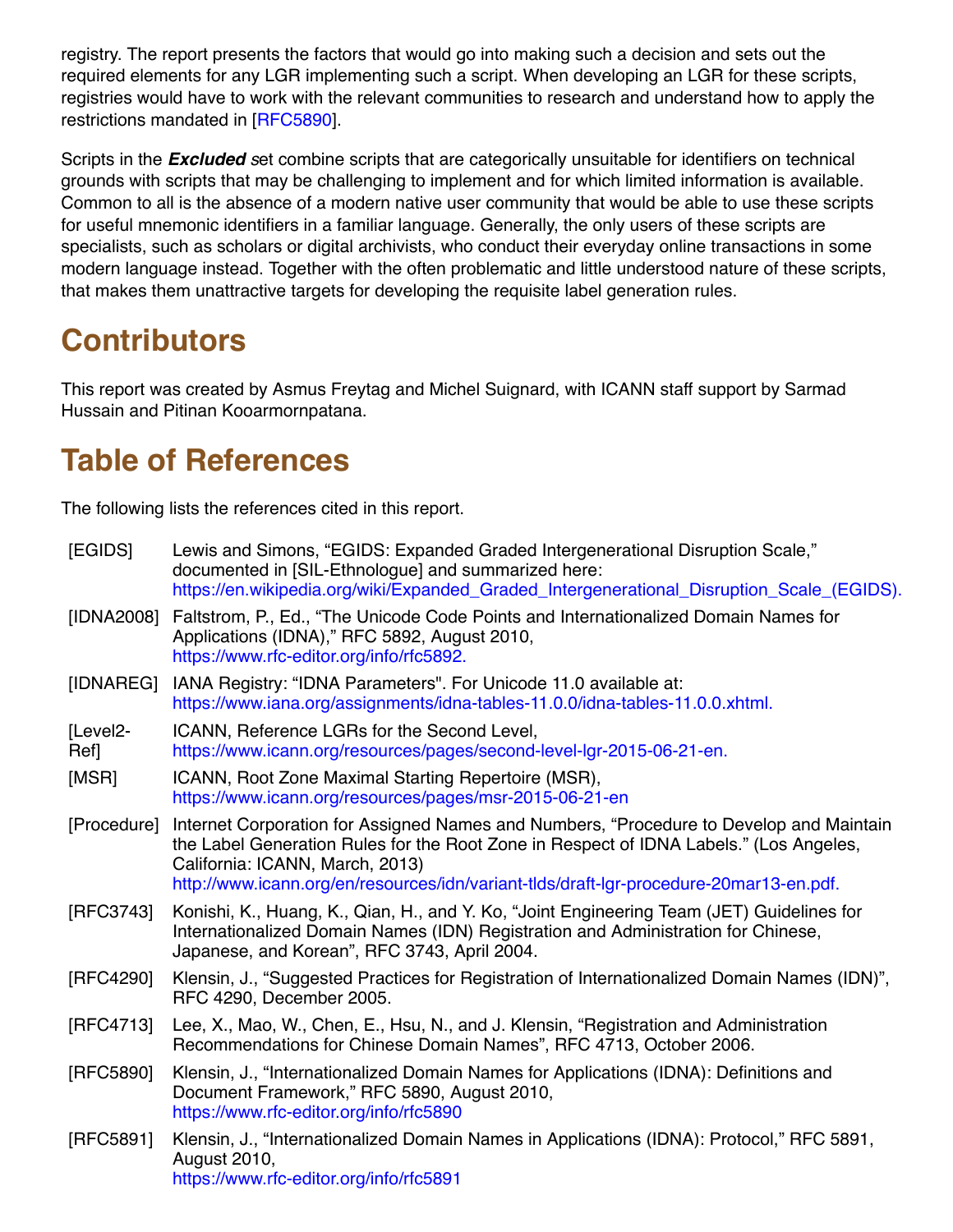registry. The report presents the factors that would go into making such a decision and sets out the required elements for any LGR implementing such a script. When developing an LGR for these scripts, registries would have to work with the relevant communities to research and understand how to apply the restrictions mandated in [RFC5890].

Scripts in the ***Excluded*** set combine scripts that are categorically unsuitable for identifiers on technical grounds with scripts that may be challenging to implement and for which limited information is available. Common to all is the absence of a modern native user community that would be able to use these scripts for useful mnemonic identifiers in a familiar language. Generally, the only users of these scripts are specialists, such as scholars or digital archivists, who conduct their everyday online transactions in some modern language instead. Together with the often problematic and little understood nature of these scripts, that makes them unattractive targets for developing the requisite label generation rules.

# Contributors

This report was created by Asmus Freytag and Michel Suignard, with ICANN staff support by Sarmad Hussain and Pitinan Kooarmornpatana.

# Table of References

The following lists the references cited in this report.

| | |
|---|---|
| [EGIDS] | Lewis and Simons, "EGIDS: Expanded Graded Intergenerational Disruption Scale," documented in [SIL-Ethnologue] and summarized here: https://en.wikipedia.org/wiki/Expanded_Graded_Intergenerational_Disruption_Scale_(EGIDS). |
| [IDNA2008] | Faltstrom, P., Ed., "The Unicode Code Points and Internationalized Domain Names for Applications (IDNA)," RFC 5892, August 2010, https://www.rfc-editor.org/info/rfc5892. |
| [IDNAREG] | IANA Registry: "IDNA Parameters". For Unicode 11.0 available at: https://www.iana.org/assignments/idna-tables-11.0.0/idna-tables-11.0.0.xhtml. |
| [Level2-Ref] | ICANN, Reference LGRs for the Second Level, https://www.icann.org/resources/pages/second-level-lgr-2015-06-21-en. |
| [MSR] | ICANN, Root Zone Maximal Starting Repertoire (MSR), https://www.icann.org/resources/pages/msr-2015-06-21-en |
| [Procedure] | Internet Corporation for Assigned Names and Numbers, "Procedure to Develop and Maintain the Label Generation Rules for the Root Zone in Respect of IDNA Labels." (Los Angeles, California: ICANN, March, 2013) http://www.icann.org/en/resources/idn/variant-tlds/draft-lgr-procedure-20mar13-en.pdf. |
| [RFC3743] | Konishi, K., Huang, K., Qian, H., and Y. Ko, "Joint Engineering Team (JET) Guidelines for Internationalized Domain Names (IDN) Registration and Administration for Chinese, Japanese, and Korean", RFC 3743, April 2004. |
| [RFC4290] | Klensin, J., "Suggested Practices for Registration of Internationalized Domain Names (IDN)", RFC 4290, December 2005. |
| [RFC4713] | Lee, X., Mao, W., Chen, E., Hsu, N., and J. Klensin, "Registration and Administration Recommendations for Chinese Domain Names", RFC 4713, October 2006. |
| [RFC5890] | Klensin, J., "Internationalized Domain Names for Applications (IDNA): Definitions and Document Framework," RFC 5890, August 2010, https://www.rfc-editor.org/info/rfc5890 |
| [RFC5891] | Klensin, J., "Internationalized Domain Names in Applications (IDNA): Protocol," RFC 5891, August 2010, https://www.rfc-editor.org/info/rfc5891 |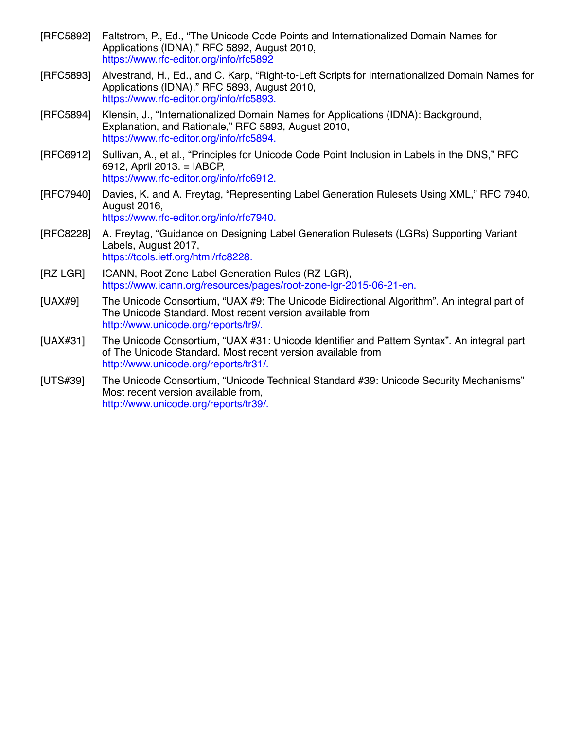[RFC5892] Faltstrom, P., Ed., "The Unicode Code Points and Internationalized Domain Names for Applications (IDNA)," RFC 5892, August 2010, https://www.rfc-editor.org/info/rfc5892

[RFC5893] Alvestrand, H., Ed., and C. Karp, "Right-to-Left Scripts for Internationalized Domain Names for Applications (IDNA)," RFC 5893, August 2010, https://www.rfc-editor.org/info/rfc5893.

[RFC5894] Klensin, J., "Internationalized Domain Names for Applications (IDNA): Background, Explanation, and Rationale," RFC 5893, August 2010, https://www.rfc-editor.org/info/rfc5894.

[RFC6912] Sullivan, A., et al., "Principles for Unicode Code Point Inclusion in Labels in the DNS," RFC 6912, April 2013. = IABCP, https://www.rfc-editor.org/info/rfc6912.

[RFC7940] Davies, K. and A. Freytag, "Representing Label Generation Rulesets Using XML," RFC 7940, August 2016, https://www.rfc-editor.org/info/rfc7940.

[RFC8228] A. Freytag, "Guidance on Designing Label Generation Rulesets (LGRs) Supporting Variant Labels, August 2017, https://tools.ietf.org/html/rfc8228.

[RZ-LGR] ICANN, Root Zone Label Generation Rules (RZ-LGR), https://www.icann.org/resources/pages/root-zone-lgr-2015-06-21-en.

[UAX#9] The Unicode Consortium, "UAX #9: The Unicode Bidirectional Algorithm". An integral part of The Unicode Standard. Most recent version available from http://www.unicode.org/reports/tr9/.

[UAX#31] The Unicode Consortium, "UAX #31: Unicode Identifier and Pattern Syntax". An integral part of The Unicode Standard. Most recent version available from http://www.unicode.org/reports/tr31/.

[UTS#39] The Unicode Consortium, "Unicode Technical Standard #39: Unicode Security Mechanisms" Most recent version available from, http://www.unicode.org/reports/tr39/.